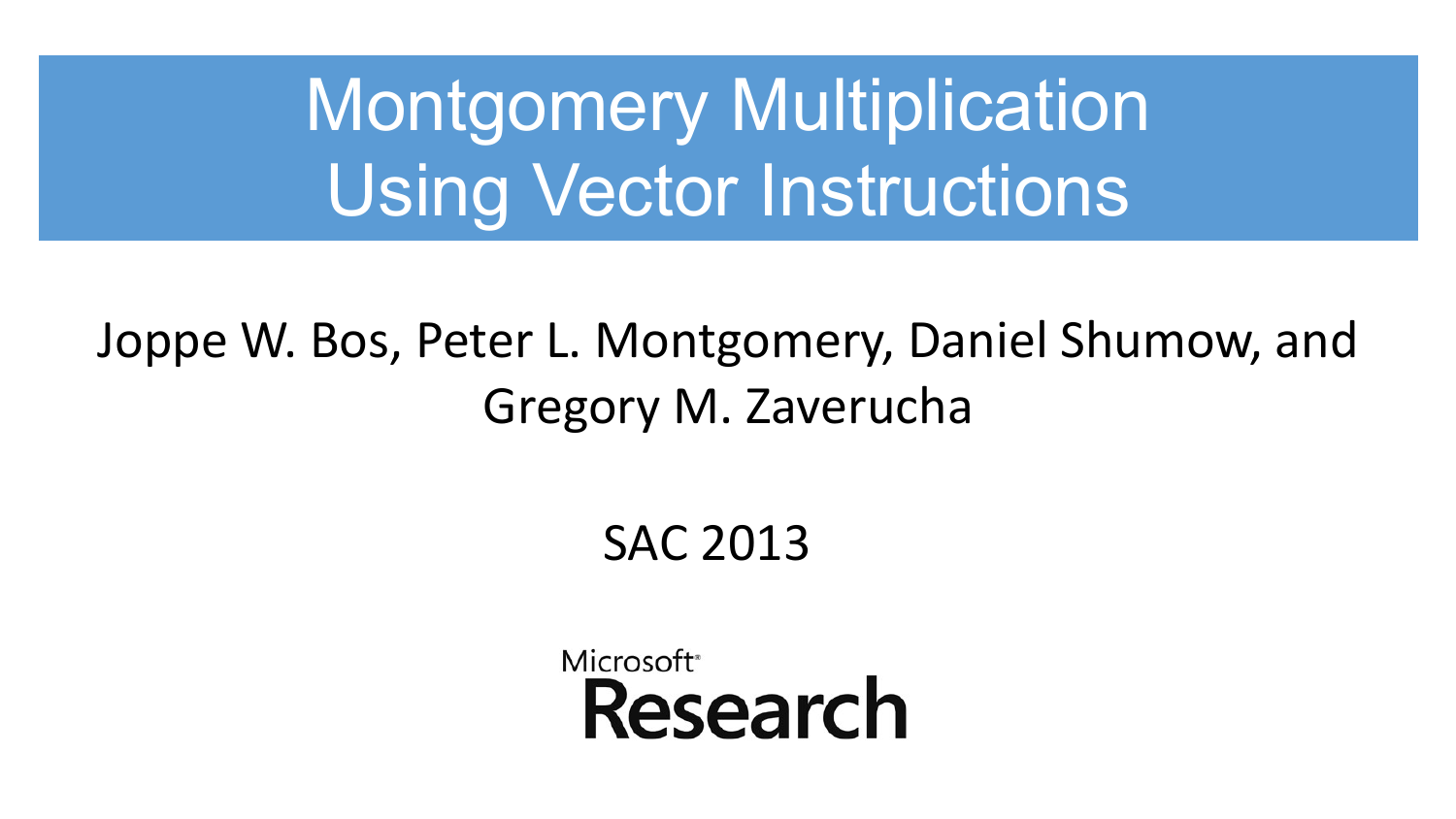# Montgomery Multiplication Using Vector Instructions

Joppe W. Bos, Peter L. Montgomery, Daniel Shumow, and Gregory M. Zaverucha

SAC 2013

Microsoft Research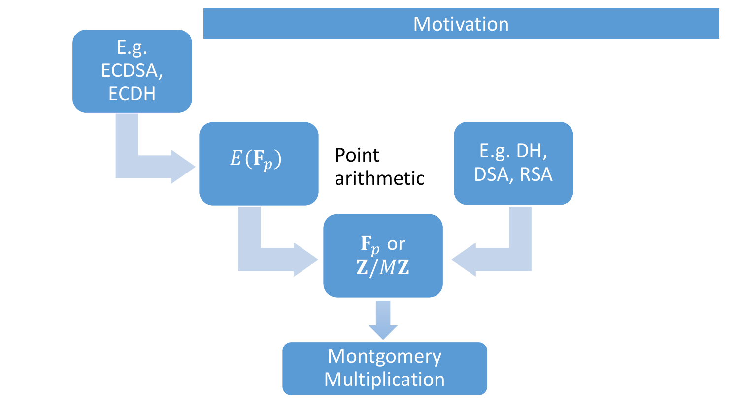# Motivation

E.g. ECDSA, ECDH

$E(\mathbf{F}_p)$

Point arithmetic

E.g. DH, DSA, RSA

$\mathbf{F}_p$ or $\mathbf{Z}/M\mathbf{Z}$

Montgomery Multiplication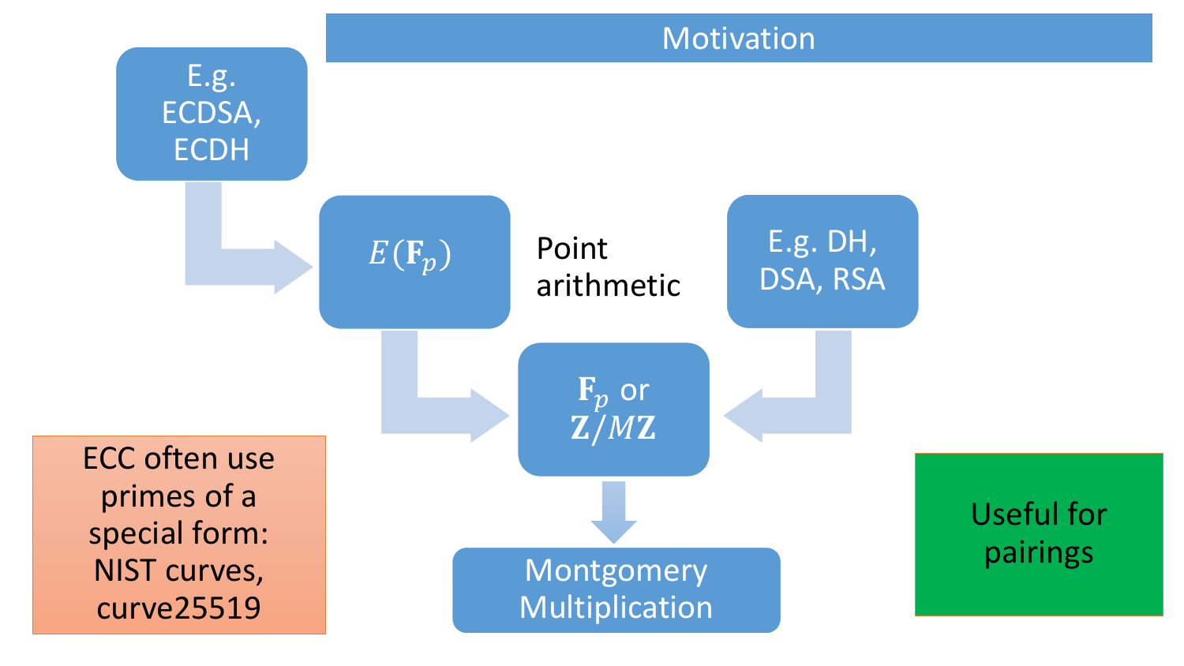# Motivation

E.g. ECDSA, ECDH

$E(\mathbf{F}_p)$

Point arithmetic

E.g. DH, DSA, RSA

$\mathbf{F}_p$ or $\mathbf{Z}/M\mathbf{Z}$

Montgomery Multiplication

ECC often use primes of a special form: NIST curves, curve25519

Useful for pairings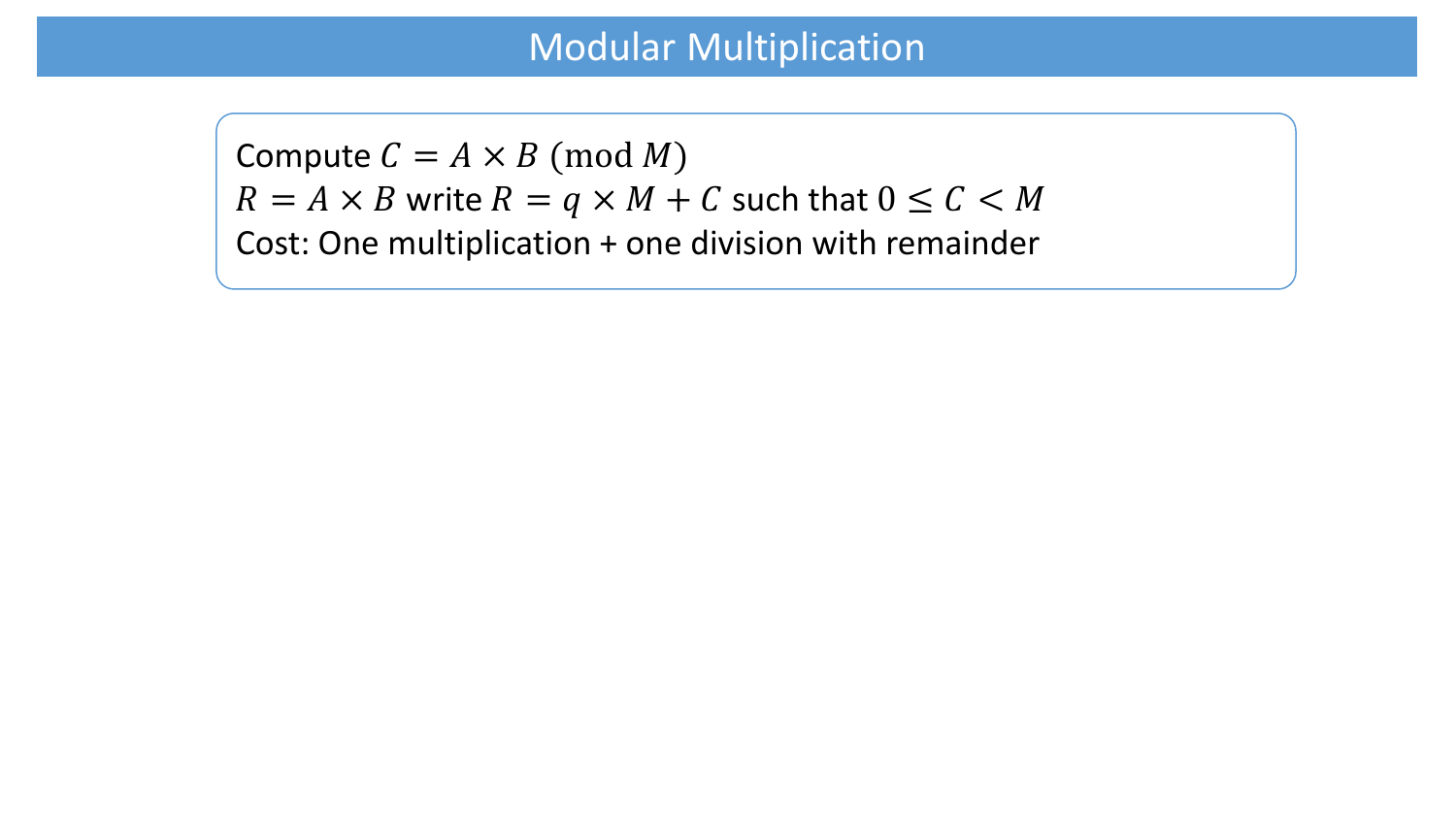# Modular Multiplication

Compute $C = A \times B \pmod{M}$

$R = A \times B$ write $R = q \times M + C$ such that $0 \leq C < M$

Cost: One multiplication + one division with remainder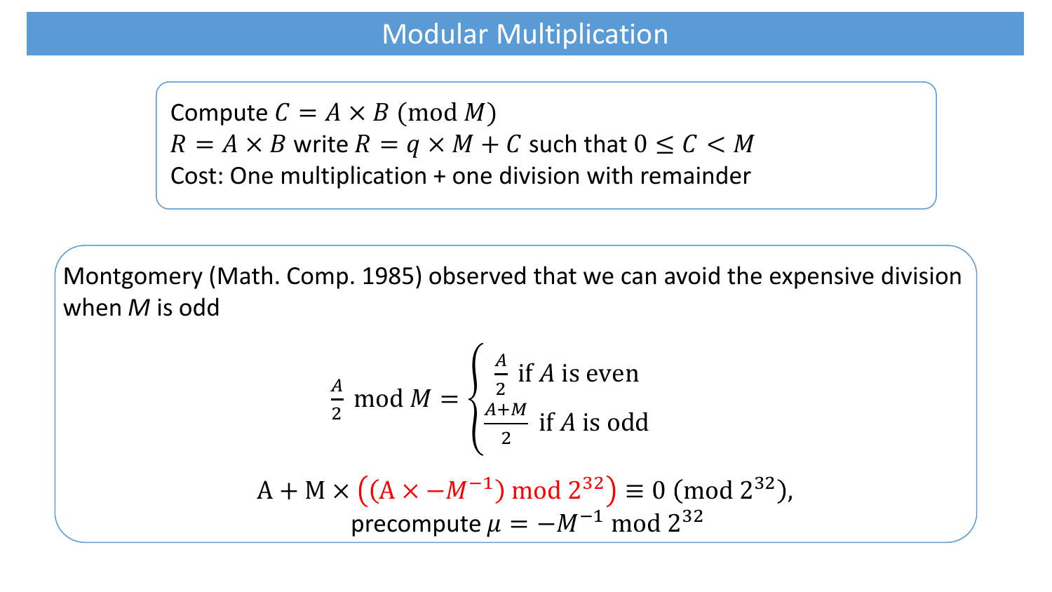# Modular Multiplication

Compute $C = A \times B \pmod{M}$

$R = A \times B$ write $R = q \times M + C$ such that $0 \leq C < M$

Cost: One multiplication + one division with remainder

Montgomery (Math. Comp. 1985) observed that we can avoid the expensive division when $M$ is odd

$$\frac{A}{2} \bmod M = \begin{cases} \frac{A}{2} \text{ if } A \text{ is even} \\ \frac{A+M}{2} \text{ if } A \text{ is odd} \end{cases}$$

$$\mathrm{A} + \mathrm{M} \times \left((\mathrm{A} \times -M^{-1}) \bmod 2^{32}\right) \equiv 0 \pmod{2^{32}},$$

precompute $\mu = -M^{-1} \bmod 2^{32}$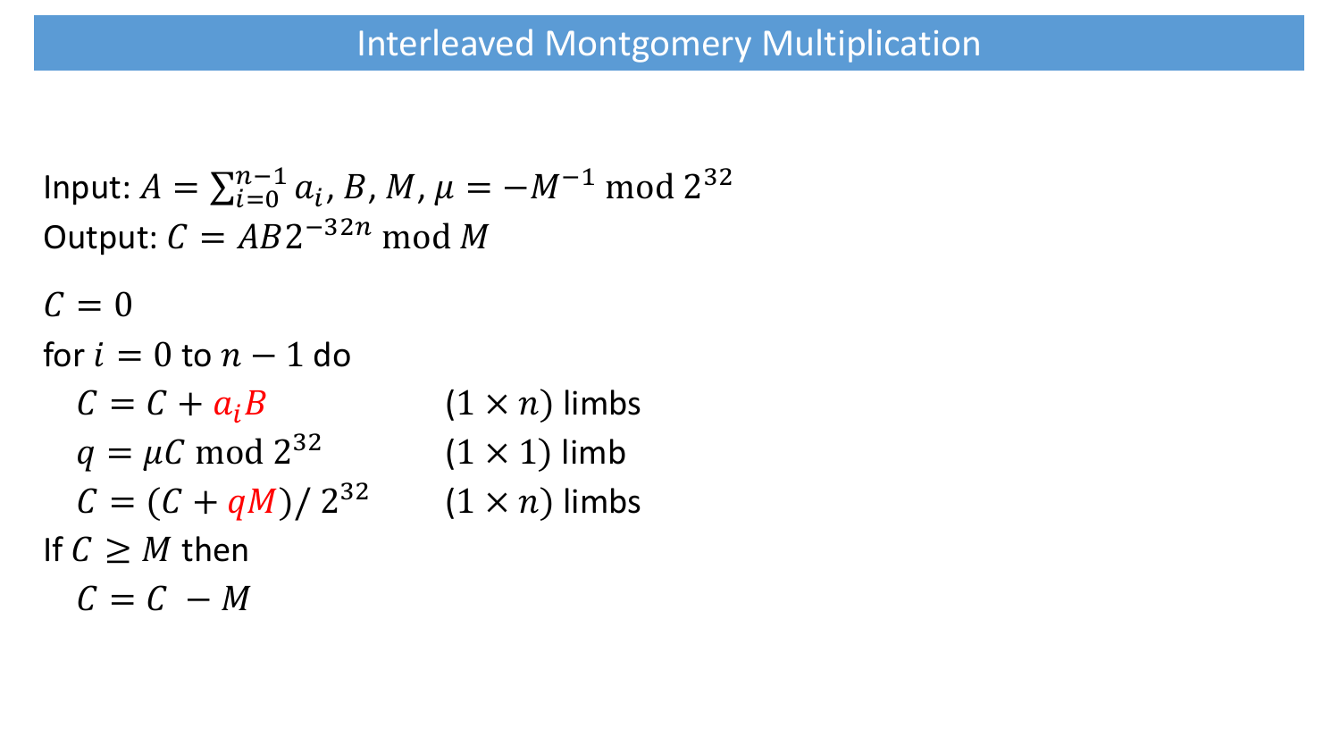# Interleaved Montgomery Multiplication

Input: $A = \sum_{i=0}^{n-1} a_i$, $B$, $M$, $\mu = -M^{-1} \bmod 2^{32}$

Output: $C = AB2^{-32n} \bmod M$

$C = 0$

for $i = 0$ to $n - 1$ do

- $C = C + a_iB$ — $(1 \times n)$ limbs
- $q = \mu C \bmod 2^{32}$ — $(1 \times 1)$ limb
- $C = (C + qM)/\, 2^{32}$ — $(1 \times n)$ limbs

If $C \geq M$ then

- $C = C - M$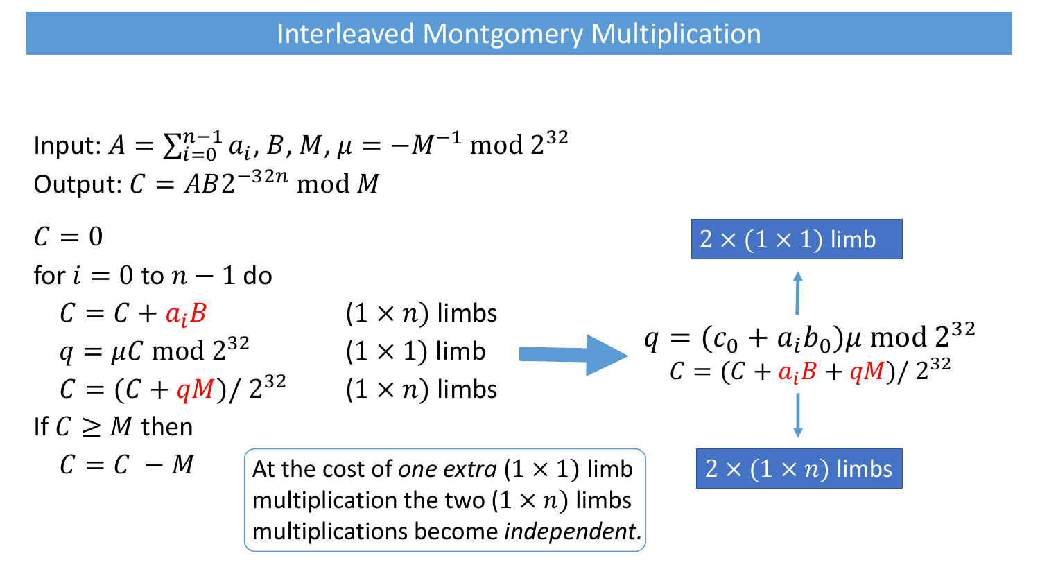# Interleaved Montgomery Multiplication

Input: $A = \sum_{i=0}^{n-1} a_i, B, M, \mu = -M^{-1} \bmod 2^{32}$

Output: $C = AB2^{-32n} \bmod M$

$C = 0$

for $i = 0$ to $n-1$ do

- $C = C + a_iB$ — $(1 \times n)$ limbs
- $q = \mu C \bmod 2^{32}$ — $(1 \times 1)$ limb
- $C = (C + qM) / 2^{32}$ — $(1 \times n)$ limbs

If $C \geq M$ then

- $C = C - M$

$$q = (c_0 + a_ib_0)\mu \bmod 2^{32}$$

$$C = (C + a_iB + qM) / 2^{32}$$

$2 \times (1 \times 1)$ limb

$2 \times (1 \times n)$ limbs

At the cost of *one extra* $(1 \times 1)$ limb multiplication the two $(1 \times n)$ limbs multiplications become *independent*.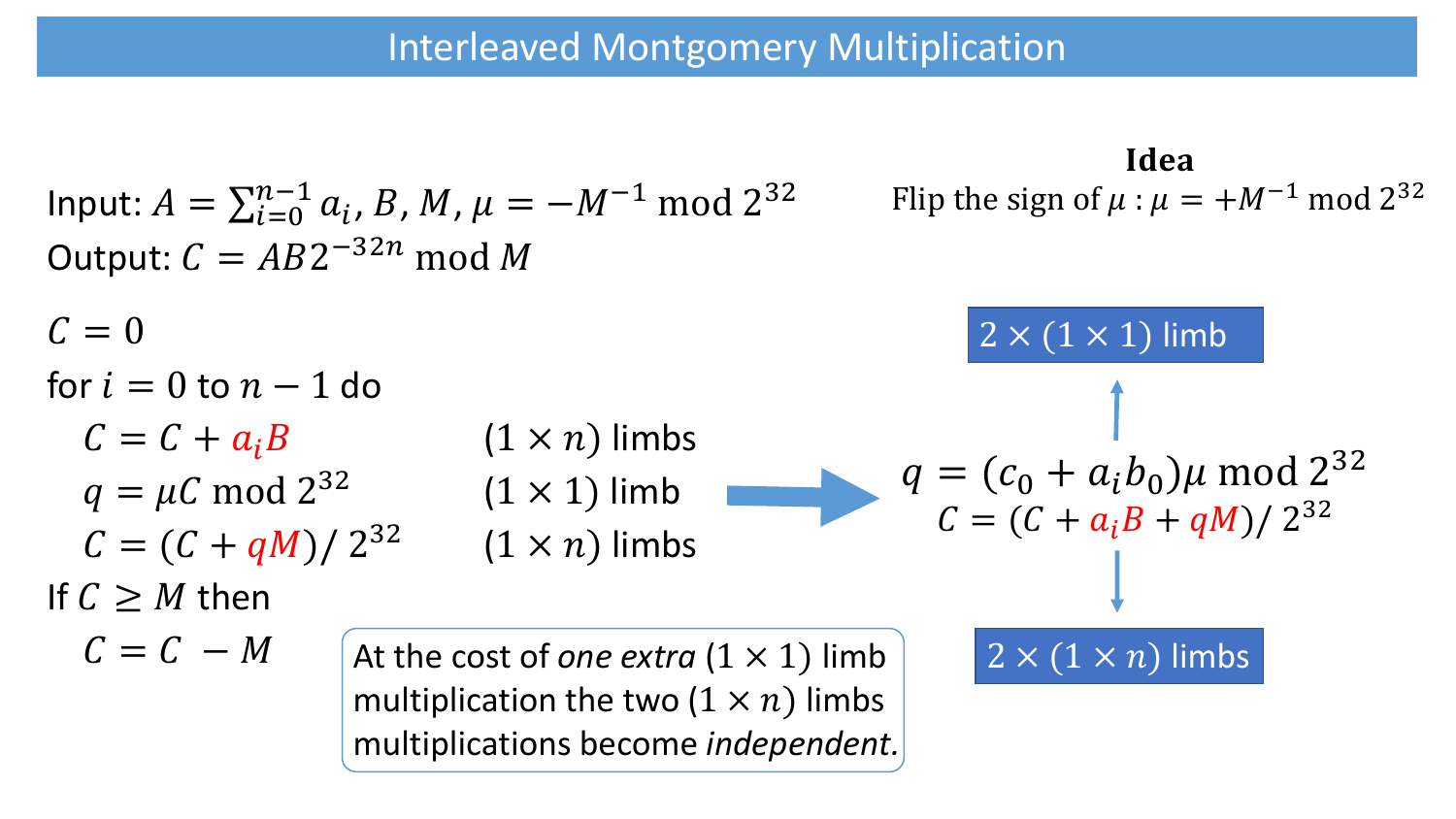# Interleaved Montgomery Multiplication

Input: $A = \sum_{i=0}^{n-1} a_i$, $B$, $M$, $\mu = -M^{-1} \bmod 2^{32}$

Output: $C = AB2^{-32n} \bmod M$

$C = 0$

for $i = 0$ to $n - 1$ do

- $C = C + a_i B$ — $(1 \times n)$ limbs
- $q = \mu C \bmod 2^{32}$ — $(1 \times 1)$ limb
- $C = (C + qM) / 2^{32}$ — $(1 \times n)$ limbs

If $C \geq M$ then

- $C = C - M$

**Idea**

Flip the sign of $\mu$ : $\mu = +M^{-1} \bmod 2^{32}$

$2 \times (1 \times 1)$ limb

$$q = (c_0 + a_i b_0)\mu \bmod 2^{32}$$

$$C = (C + a_i B + qM) / 2^{32}$$

$2 \times (1 \times n)$ limbs

At the cost of *one extra* $(1 \times 1)$ limb multiplication the two $(1 \times n)$ limbs multiplications become *independent*.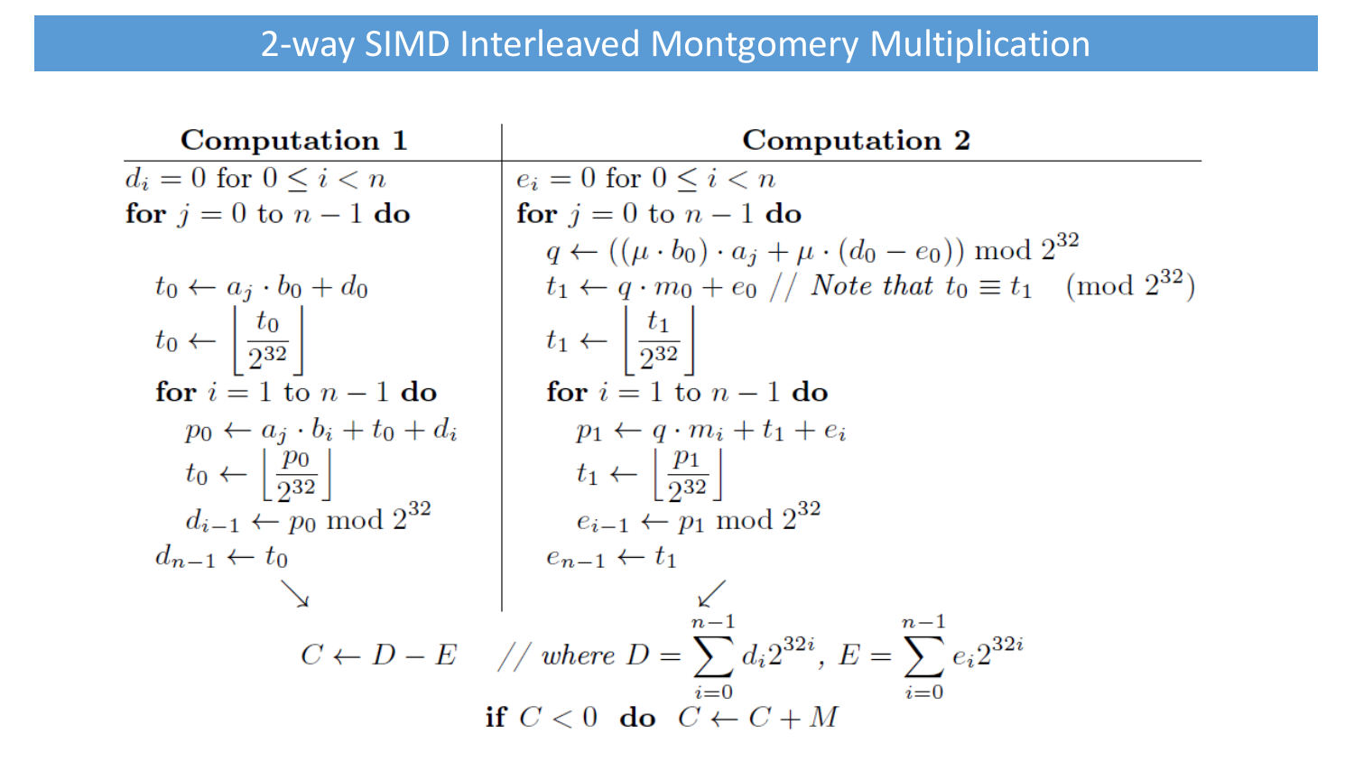# 2-way SIMD Interleaved Montgomery Multiplication

| **Computation 1** | **Computation 2** |
|---|---|
| $d_i = 0$ for $0 \le i < n$ | $e_i = 0$ for $0 \le i < n$ |
| **for** $j = 0$ to $n-1$ **do** | **for** $j = 0$ to $n-1$ **do** |
| | $q \leftarrow ((\mu \cdot b_0) \cdot a_j + \mu \cdot (d_0 - e_0)) \bmod 2^{32}$ |
| $t_0 \leftarrow a_j \cdot b_0 + d_0$ | $t_1 \leftarrow q \cdot m_0 + e_0$ // *Note that* $t_0 \equiv t_1 \pmod{2^{32}}$ |
| $t_0 \leftarrow \left\lfloor \frac{t_0}{2^{32}} \right\rfloor$ | $t_1 \leftarrow \left\lfloor \frac{t_1}{2^{32}} \right\rfloor$ |
| **for** $i = 1$ to $n-1$ **do** | **for** $i = 1$ to $n-1$ **do** |
| $p_0 \leftarrow a_j \cdot b_i + t_0 + d_i$ | $p_1 \leftarrow q \cdot m_i + t_1 + e_i$ |
| $t_0 \leftarrow \left\lfloor \frac{p_0}{2^{32}} \right\rfloor$ | $t_1 \leftarrow \left\lfloor \frac{p_1}{2^{32}} \right\rfloor$ |
| $d_{i-1} \leftarrow p_0 \bmod 2^{32}$ | $e_{i-1} \leftarrow p_1 \bmod 2^{32}$ |
| $d_{n-1} \leftarrow t_0$ | $e_{n-1} \leftarrow t_1$ |

$$C \leftarrow D - E \quad // \text{ where } D = \sum_{i=0}^{n-1} d_i 2^{32i},\ E = \sum_{i=0}^{n-1} e_i 2^{32i}$$

**if** $C < 0$ **do** $C \leftarrow C + M$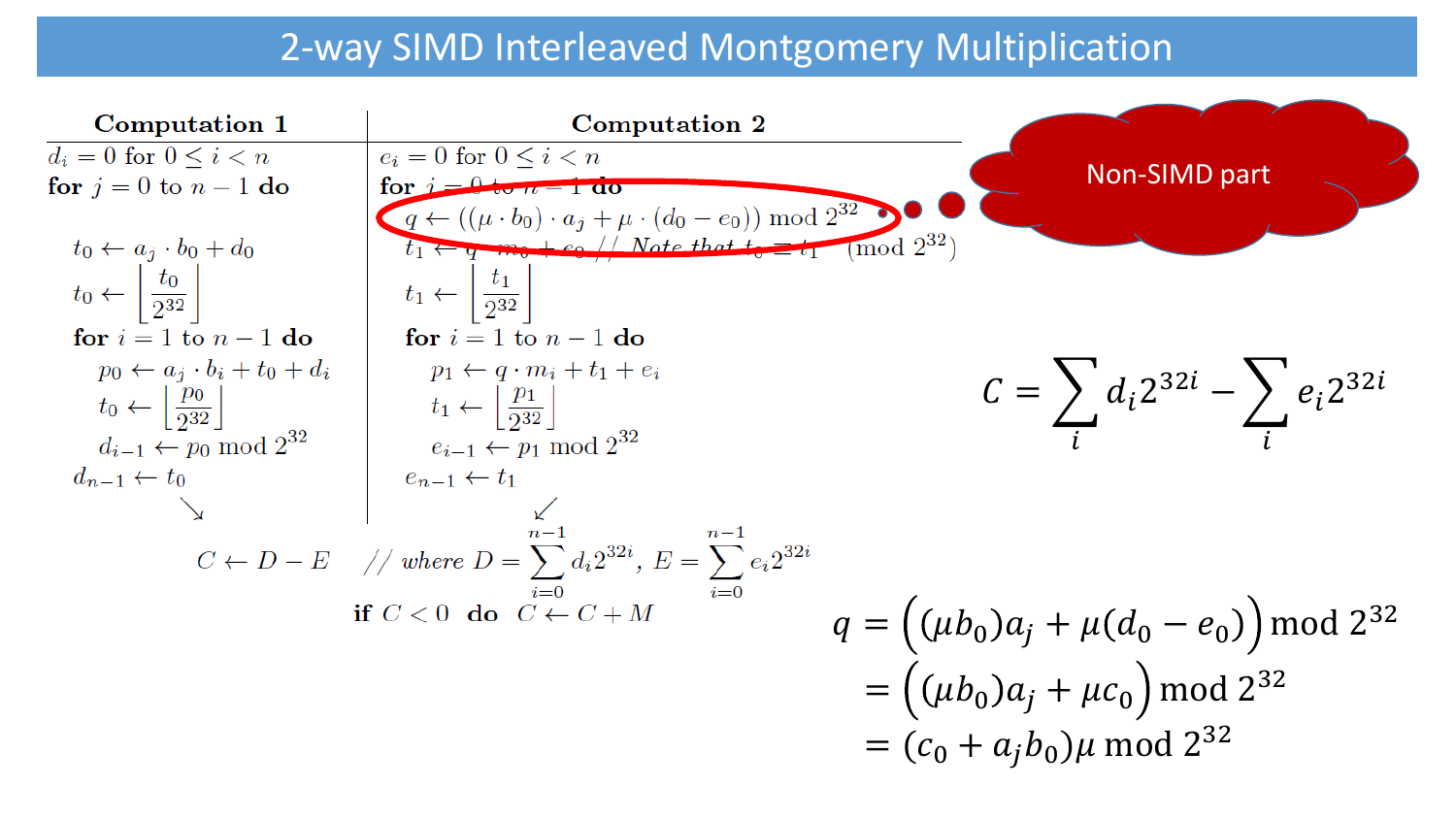# 2-way SIMD Interleaved Montgomery Multiplication

| Computation 1 | Computation 2 |
|---|---|
| $d_i = 0$ for $0 \le i < n$ | $e_i = 0$ for $0 \le i < n$ |
| **for** $j = 0$ to $n-1$ **do** | **for** $j = 0$ to $n-1$ **do** |
| | $q \leftarrow ((\mu \cdot b_0) \cdot a_j + \mu \cdot (d_0 - e_0)) \bmod 2^{32}$ |
| $t_0 \leftarrow a_j \cdot b_0 + d_0$ | $t_1 \leftarrow q \cdot m_0 + e_0$ // Note that $t_0 \equiv t_1 \pmod{2^{32}}$ |
| $t_0 \leftarrow \left\lfloor \frac{t_0}{2^{32}} \right\rfloor$ | $t_1 \leftarrow \left\lfloor \frac{t_1}{2^{32}} \right\rfloor$ |
| **for** $i = 1$ to $n-1$ **do** | **for** $i = 1$ to $n-1$ **do** |
| $p_0 \leftarrow a_j \cdot b_i + t_0 + d_i$ | $p_1 \leftarrow q \cdot m_i + t_1 + e_i$ |
| $t_0 \leftarrow \left\lfloor \frac{p_0}{2^{32}} \right\rfloor$ | $t_1 \leftarrow \left\lfloor \frac{p_1}{2^{32}} \right\rfloor$ |
| $d_{i-1} \leftarrow p_0 \bmod 2^{32}$ | $e_{i-1} \leftarrow p_1 \bmod 2^{32}$ |
| $d_{n-1} \leftarrow t_0$ | $e_{n-1} \leftarrow t_1$ |

$$C \leftarrow D - E \quad // \textit{ where } D = \sum_{i=0}^{n-1} d_i 2^{32i},\ E = \sum_{i=0}^{n-1} e_i 2^{32i}$$

**if** $C < 0$ **do** $C \leftarrow C + M$

Non-SIMD part

$$C = \sum_i d_i 2^{32i} - \sum_i e_i 2^{32i}$$

$$\begin{aligned} q &= \big((\mu b_0)a_j + \mu(d_0 - e_0)\big) \bmod 2^{32} \\ &= \big((\mu b_0)a_j + \mu c_0\big) \bmod 2^{32} \\ &= (c_0 + a_j b_0)\mu \bmod 2^{32} \end{aligned}$$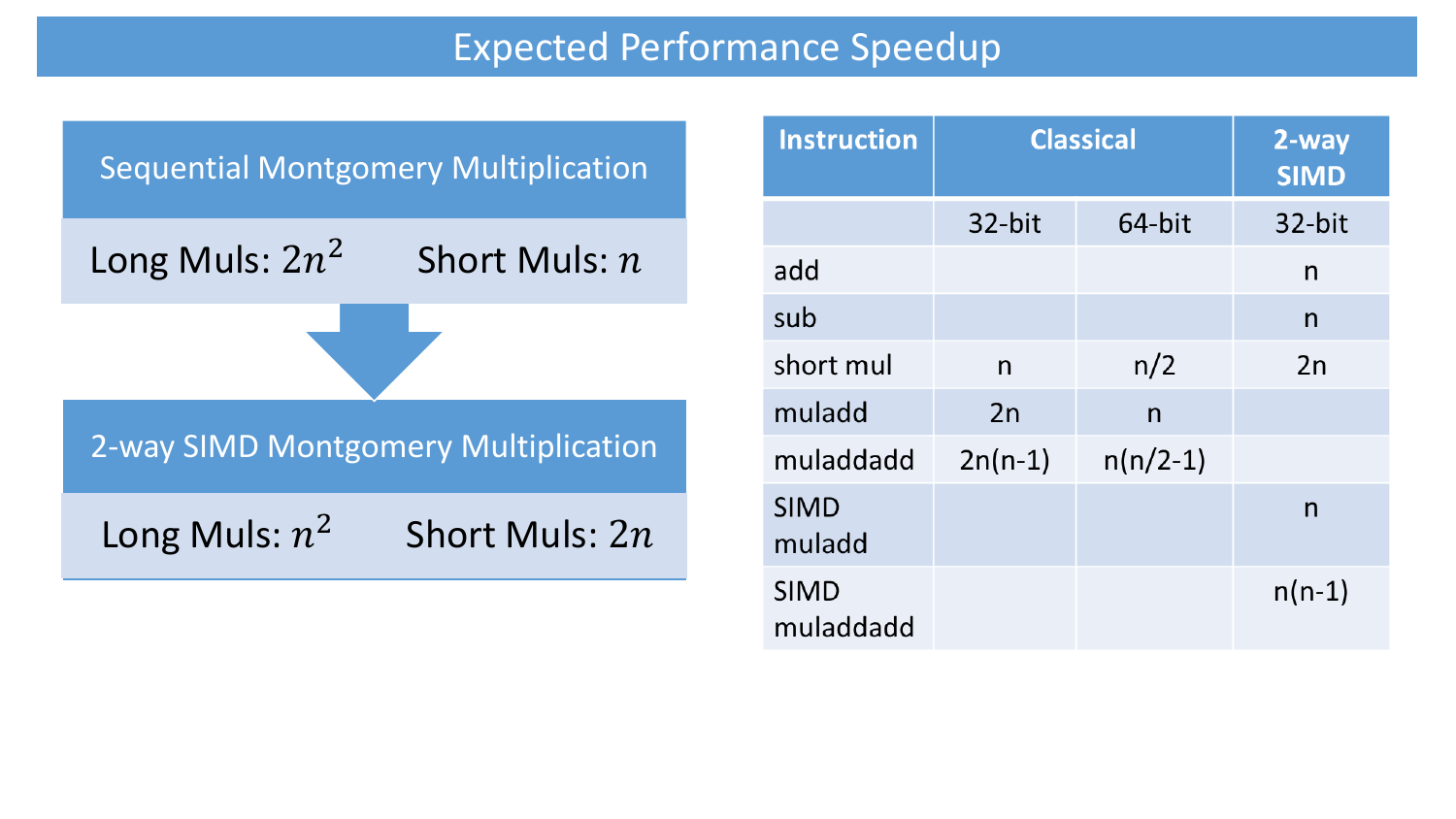# Expected Performance Speedup

## Sequential Montgomery Multiplication

Long Muls: $2n^2$ Short Muls: $n$

## 2-way SIMD Montgomery Multiplication

Long Muls: $n^2$ Short Muls: $2n$

| Instruction | Classical | | 2-way SIMD |
|---|---|---|---|
| | 32-bit | 64-bit | 32-bit |
| add | | | n |
| sub | | | n |
| short mul | n | n/2 | 2n |
| muladd | 2n | n | |
| muladdadd | 2n(n-1) | n(n/2-1) | |
| SIMD muladd | | | n |
| SIMD muladdadd | | | n(n-1) |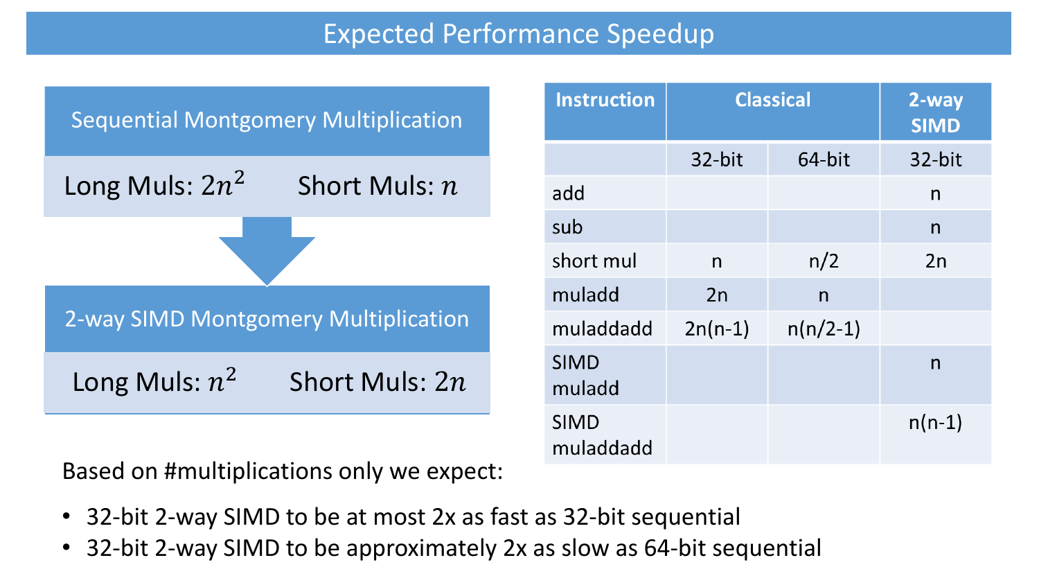# Expected Performance Speedup

**Sequential Montgomery Multiplication**

Long Muls: $2n^2$ Short Muls: $n$

**2-way SIMD Montgomery Multiplication**

Long Muls: $n^2$ Short Muls: $2n$

| Instruction | Classical | | 2-way SIMD |
|---|---|---|---|
| | 32-bit | 64-bit | 32-bit |
| add | | | n |
| sub | | | n |
| short mul | n | n/2 | 2n |
| muladd | 2n | n | |
| muladdadd | 2n(n-1) | n(n/2-1) | |
| SIMD muladd | | | n |
| SIMD muladdadd | | | n(n-1) |

Based on #multiplications only we expect:

- 32-bit 2-way SIMD to be at most 2x as fast as 32-bit sequential
- 32-bit 2-way SIMD to be approximately 2x as slow as 64-bit sequential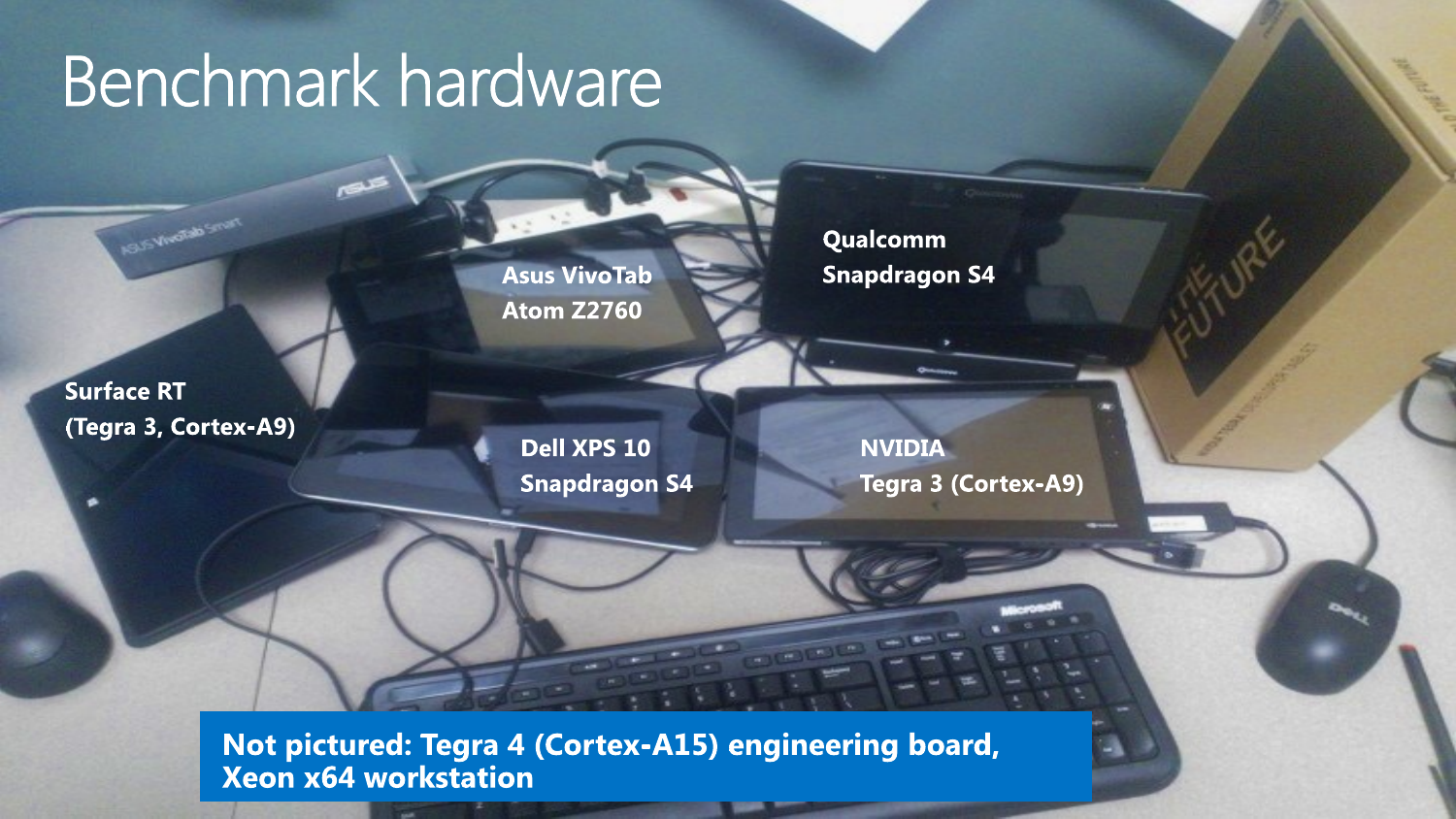# Benchmark hardware

**Asus VivoTab**
**Atom Z2760**

**Qualcomm**
**Snapdragon S4**

**Surface RT**
**(Tegra 3, Cortex-A9)**

**Dell XPS 10**
**Snapdragon S4**

**NVIDIA**
**Tegra 3 (Cortex-A9)**

**Not pictured: Tegra 4 (Cortex-A15) engineering board, Xeon x64 workstation**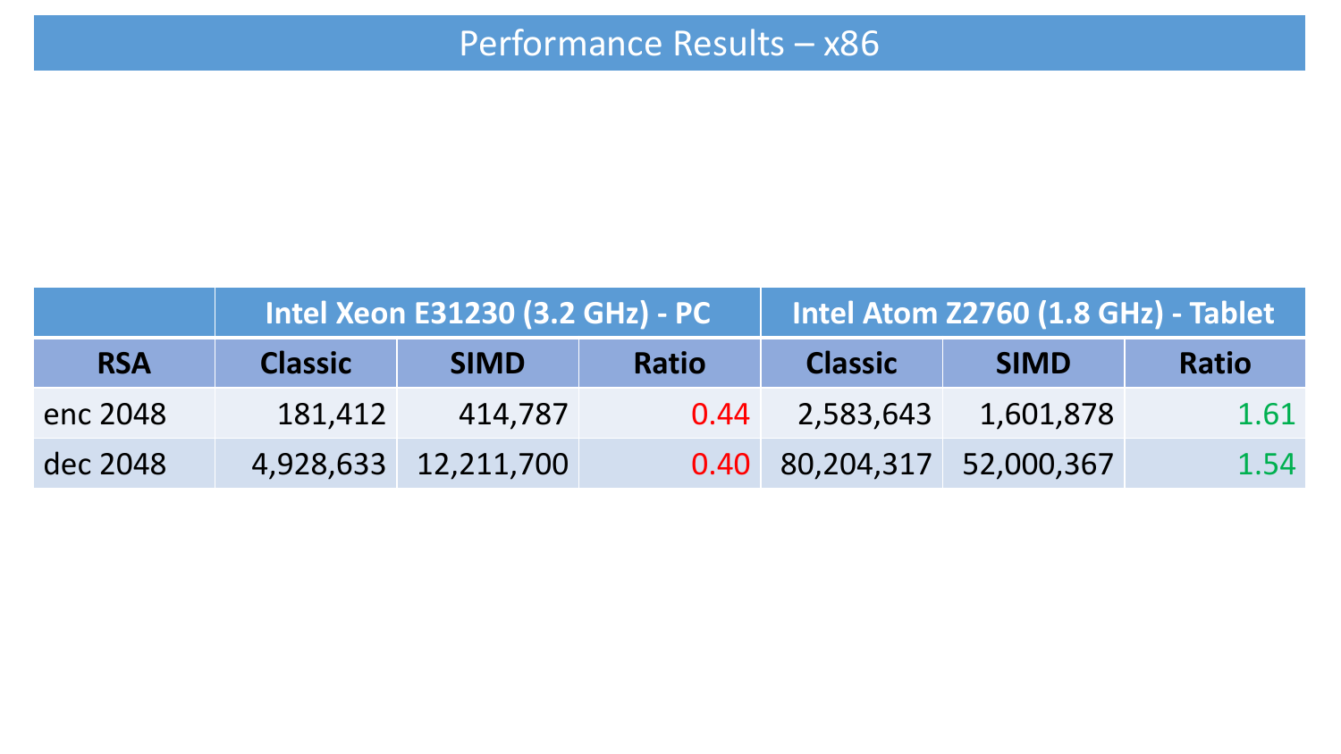# Performance Results – x86

| | Intel Xeon E31230 (3.2 GHz) - PC | | | Intel Atom Z2760 (1.8 GHz) - Tablet | | |
|---|---|---|---|---|---|---|
| **RSA** | **Classic** | **SIMD** | **Ratio** | **Classic** | **SIMD** | **Ratio** |
| enc 2048 | 181,412 | 414,787 | 0.44 | 2,583,643 | 1,601,878 | 1.61 |
| dec 2048 | 4,928,633 | 12,211,700 | 0.40 | 80,204,317 | 52,000,367 | 1.54 |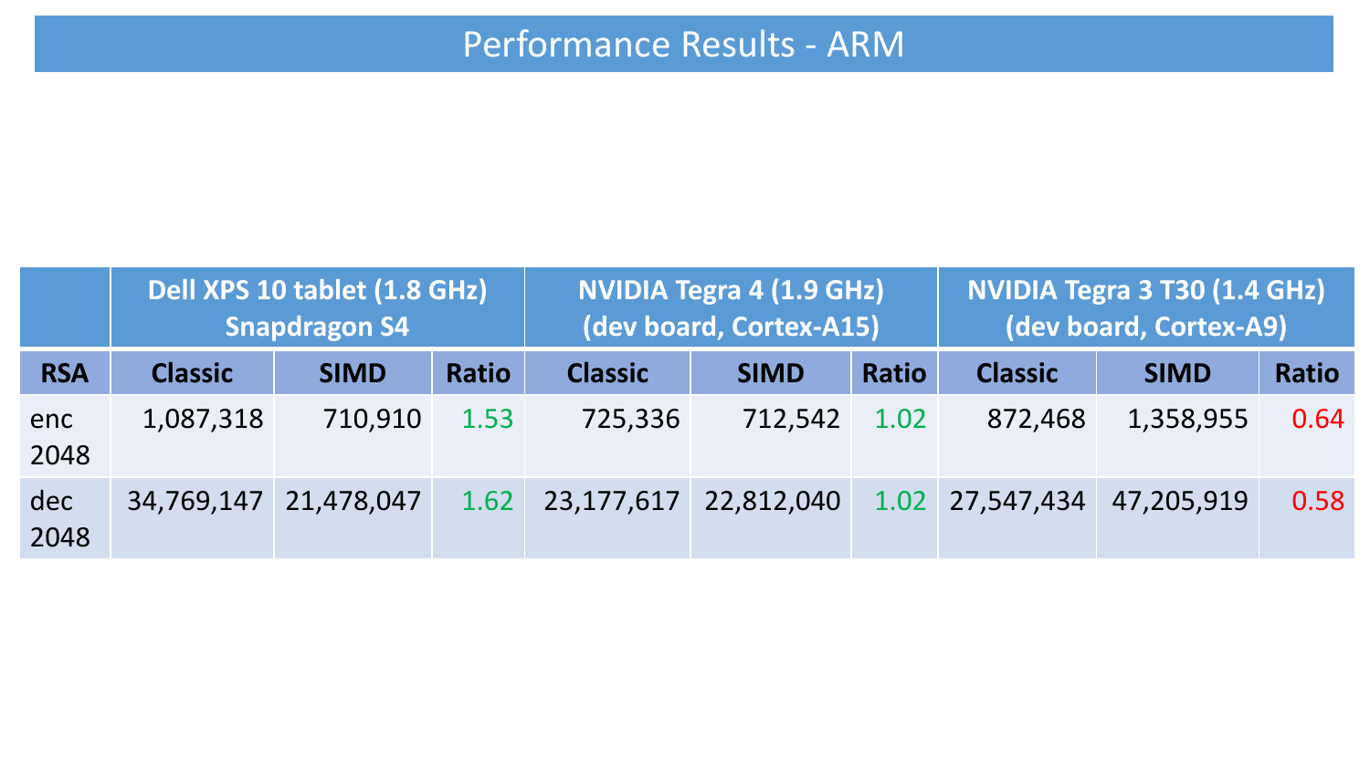# Performance Results - ARM

| | Dell XPS 10 tablet (1.8 GHz) Snapdragon S4 | | | NVIDIA Tegra 4 (1.9 GHz) (dev board, Cortex-A15) | | | NVIDIA Tegra 3 T30 (1.4 GHz) (dev board, Cortex-A9) | | |
|---|---|---|---|---|---|---|---|---|---|
| **RSA** | **Classic** | **SIMD** | **Ratio** | **Classic** | **SIMD** | **Ratio** | **Classic** | **SIMD** | **Ratio** |
| enc 2048 | 1,087,318 | 710,910 | 1.53 | 725,336 | 712,542 | 1.02 | 872,468 | 1,358,955 | 0.64 |
| dec 2048 | 34,769,147 | 21,478,047 | 1.62 | 23,177,617 | 22,812,040 | 1.02 | 27,547,434 | 47,205,919 | 0.58 |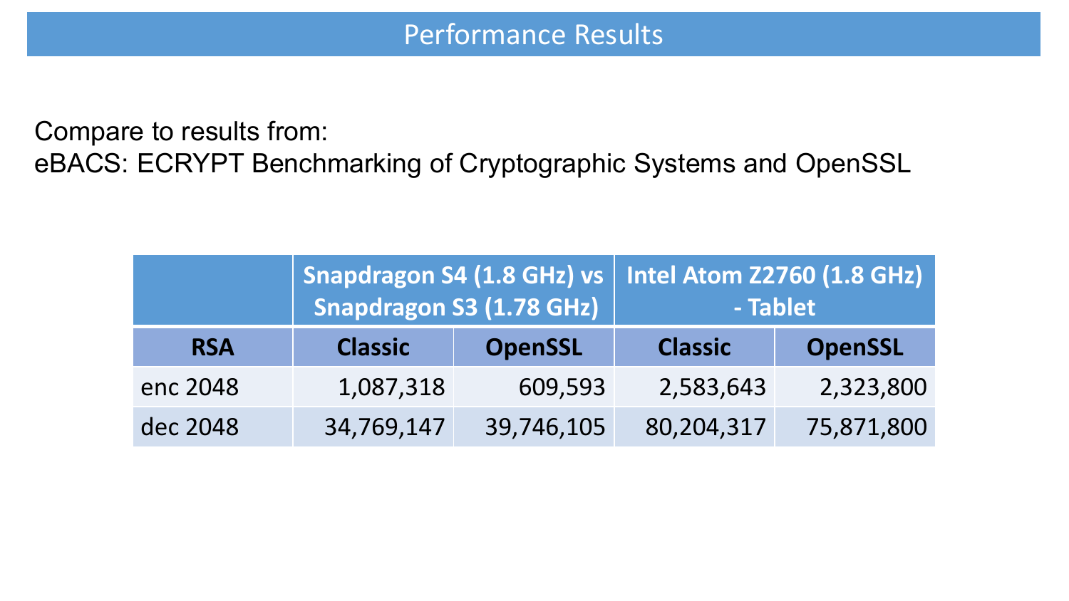# Performance Results

Compare to results from:
eBACS: ECRYPT Benchmarking of Cryptographic Systems and OpenSSL

| | Snapdragon S4 (1.8 GHz) vs Snapdragon S3 (1.78 GHz) | | Intel Atom Z2760 (1.8 GHz) - Tablet | |
|---|---|---|---|---|
| **RSA** | **Classic** | **OpenSSL** | **Classic** | **OpenSSL** |
| enc 2048 | 1,087,318 | 609,593 | 2,583,643 | 2,323,800 |
| dec 2048 | 34,769,147 | 39,746,105 | 80,204,317 | 75,871,800 |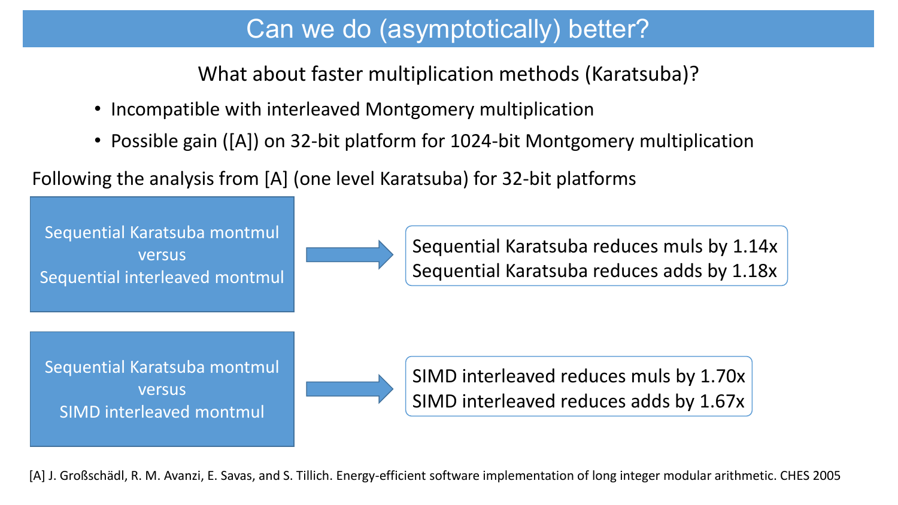# Can we do (asymptotically) better?

What about faster multiplication methods (Karatsuba)?

- Incompatible with interleaved Montgomery multiplication
- Possible gain ([A]) on 32-bit platform for 1024-bit Montgomery multiplication

Following the analysis from [A] (one level Karatsuba) for 32-bit platforms

Sequential Karatsuba montmul versus Sequential interleaved montmul → Sequential Karatsuba reduces muls by 1.14x; Sequential Karatsuba reduces adds by 1.18x

Sequential Karatsuba montmul versus SIMD interleaved montmul → SIMD interleaved reduces muls by 1.70x; SIMD interleaved reduces adds by 1.67x

[A] J. Großschädl, R. M. Avanzi, E. Savas, and S. Tillich. Energy-efficient software implementation of long integer modular arithmetic. CHES 2005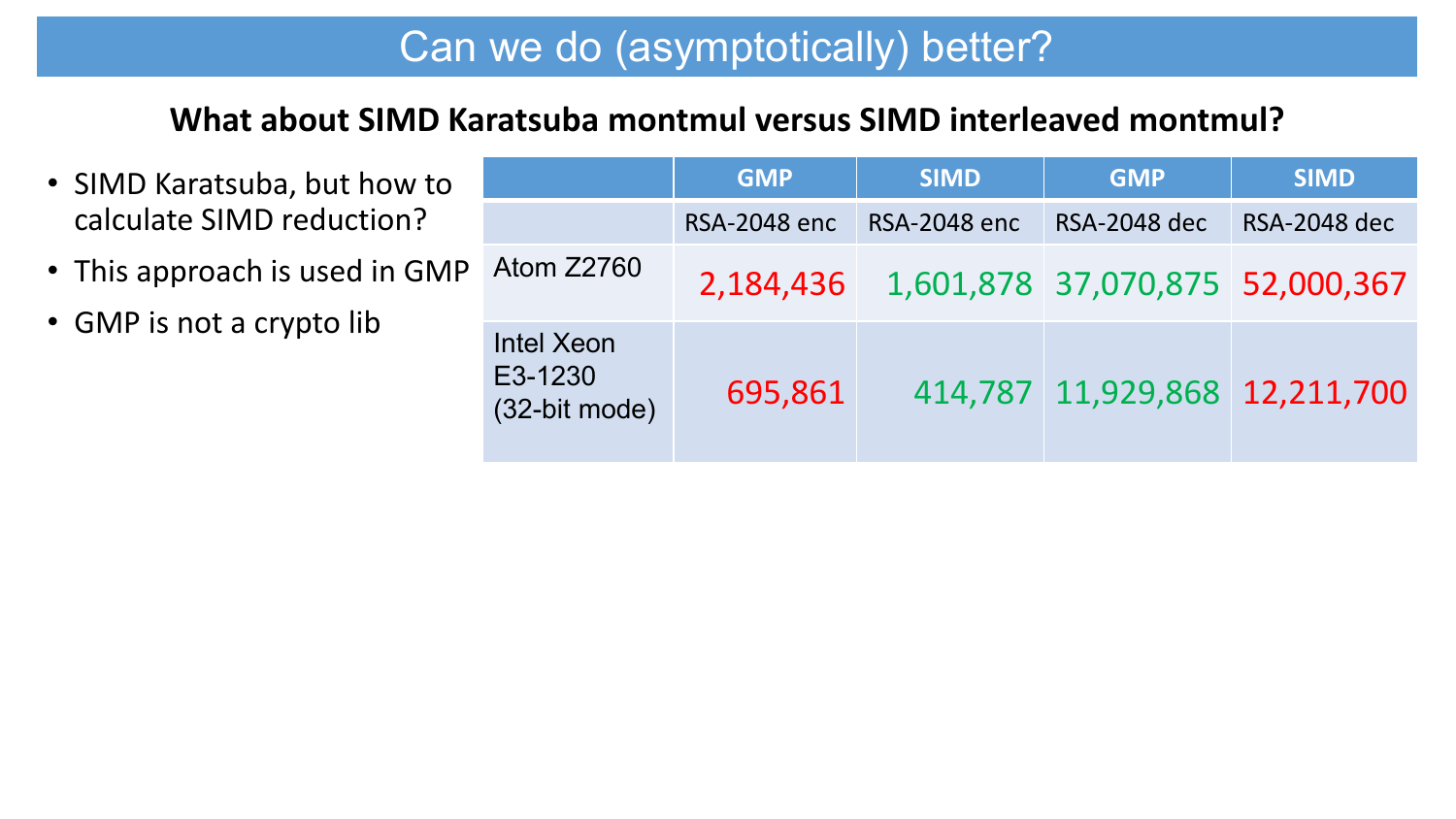# Can we do (asymptotically) better?

**What about SIMD Karatsuba montmul versus SIMD interleaved montmul?**

- SIMD Karatsuba, but how to calculate SIMD reduction?
- This approach is used in GMP
- GMP is not a crypto lib

| | GMP | SIMD | GMP | SIMD |
|---|---|---|---|---|
| | RSA-2048 enc | RSA-2048 enc | RSA-2048 dec | RSA-2048 dec |
| Atom Z2760 | 2,184,436 | 1,601,878 | 37,070,875 | 52,000,367 |
| Intel Xeon E3-1230 (32-bit mode) | 695,861 | 414,787 | 11,929,868 | 12,211,700 |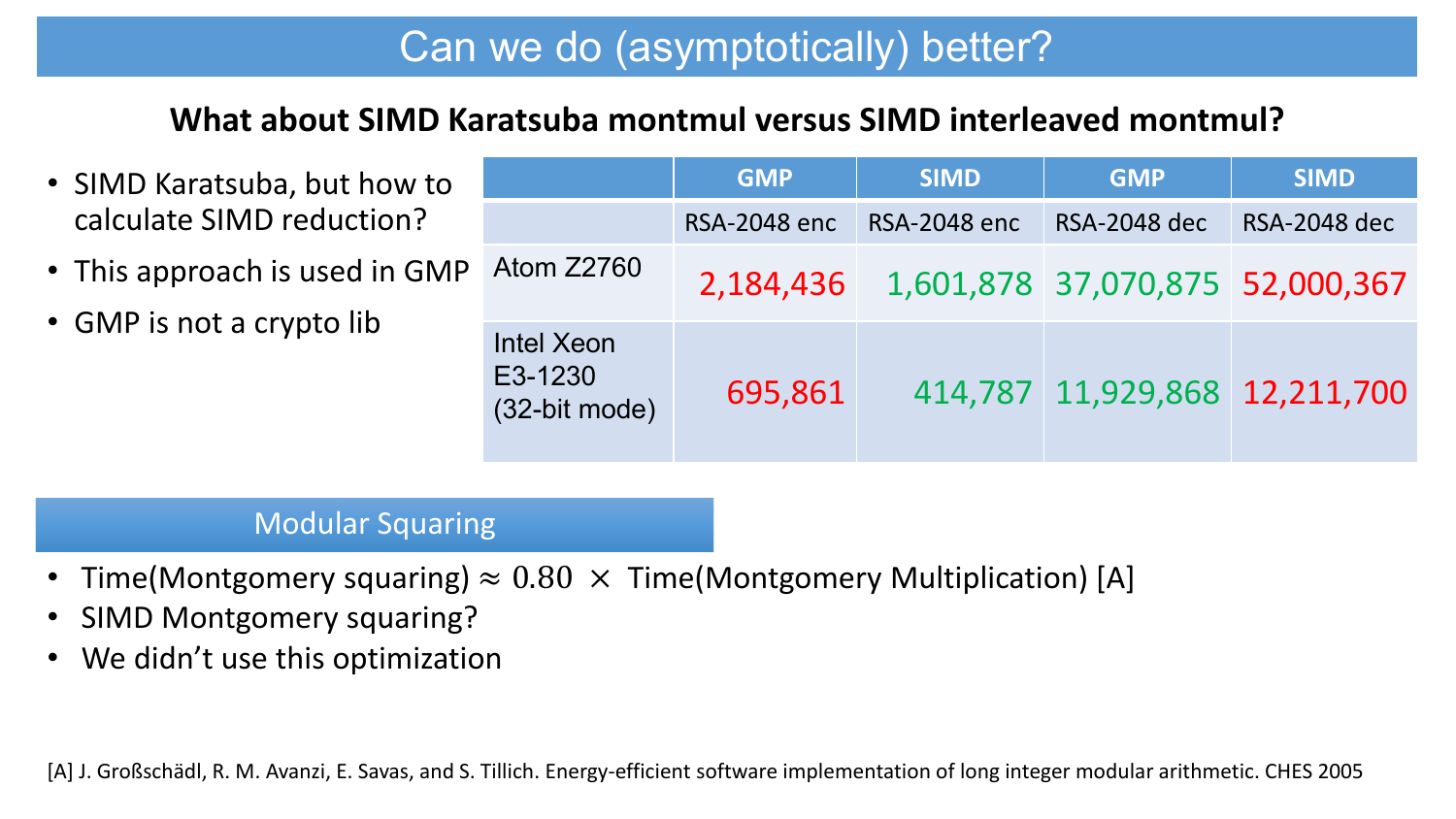# Can we do (asymptotically) better?

**What about SIMD Karatsuba montmul versus SIMD interleaved montmul?**

- SIMD Karatsuba, but how to calculate SIMD reduction?
- This approach is used in GMP
- GMP is not a crypto lib

| | GMP | SIMD | GMP | SIMD |
|---|---|---|---|---|
| | RSA-2048 enc | RSA-2048 enc | RSA-2048 dec | RSA-2048 dec |
| Atom Z2760 | 2,184,436 | 1,601,878 | 37,070,875 | 52,000,367 |
| Intel Xeon E3-1230 (32-bit mode) | 695,861 | 414,787 | 11,929,868 | 12,211,700 |

## Modular Squaring

- Time(Montgomery squaring) $\approx 0.80 \times$ Time(Montgomery Multiplication) [A]
- SIMD Montgomery squaring?
- We didn't use this optimization

[A] J. Großschädl, R. M. Avanzi, E. Savas, and S. Tillich. Energy-efficient software implementation of long integer modular arithmetic. CHES 2005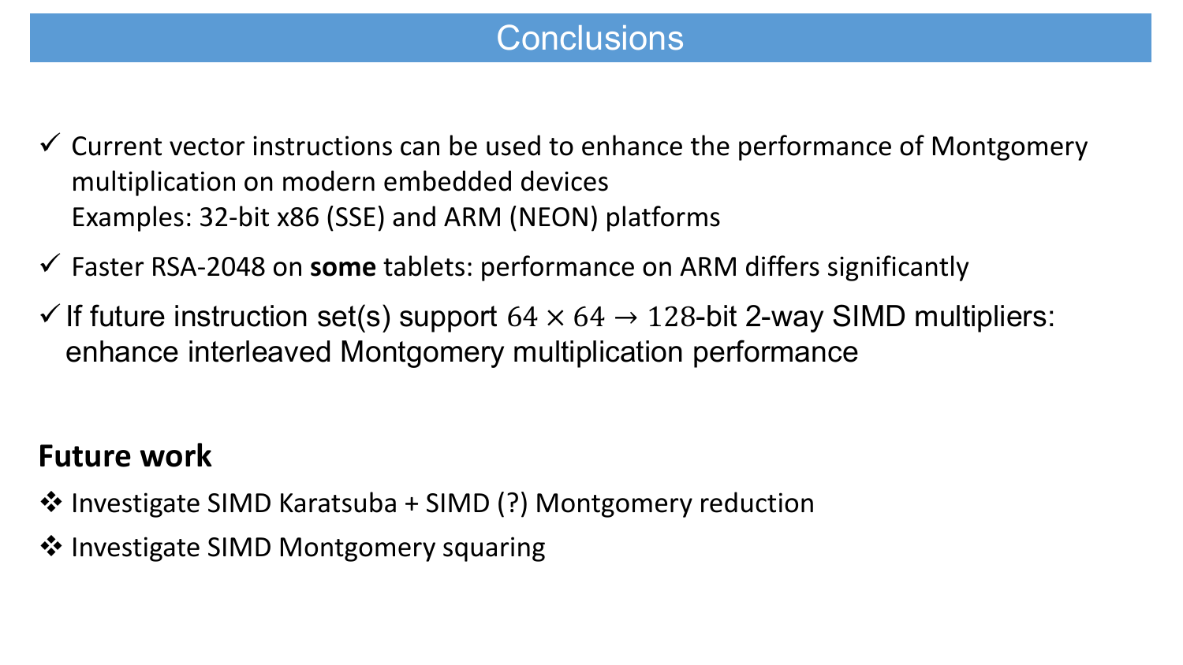# Conclusions

- ✓ Current vector instructions can be used to enhance the performance of Montgomery multiplication on modern embedded devices
  Examples: 32-bit x86 (SSE) and ARM (NEON) platforms
- ✓ Faster RSA-2048 on **some** tablets: performance on ARM differs significantly
- ✓ If future instruction set(s) support $64 \times 64 \rightarrow 128$-bit 2-way SIMD multipliers: enhance interleaved Montgomery multiplication performance

## Future work

- ❖ Investigate SIMD Karatsuba + SIMD (?) Montgomery reduction
- ❖ Investigate SIMD Montgomery squaring